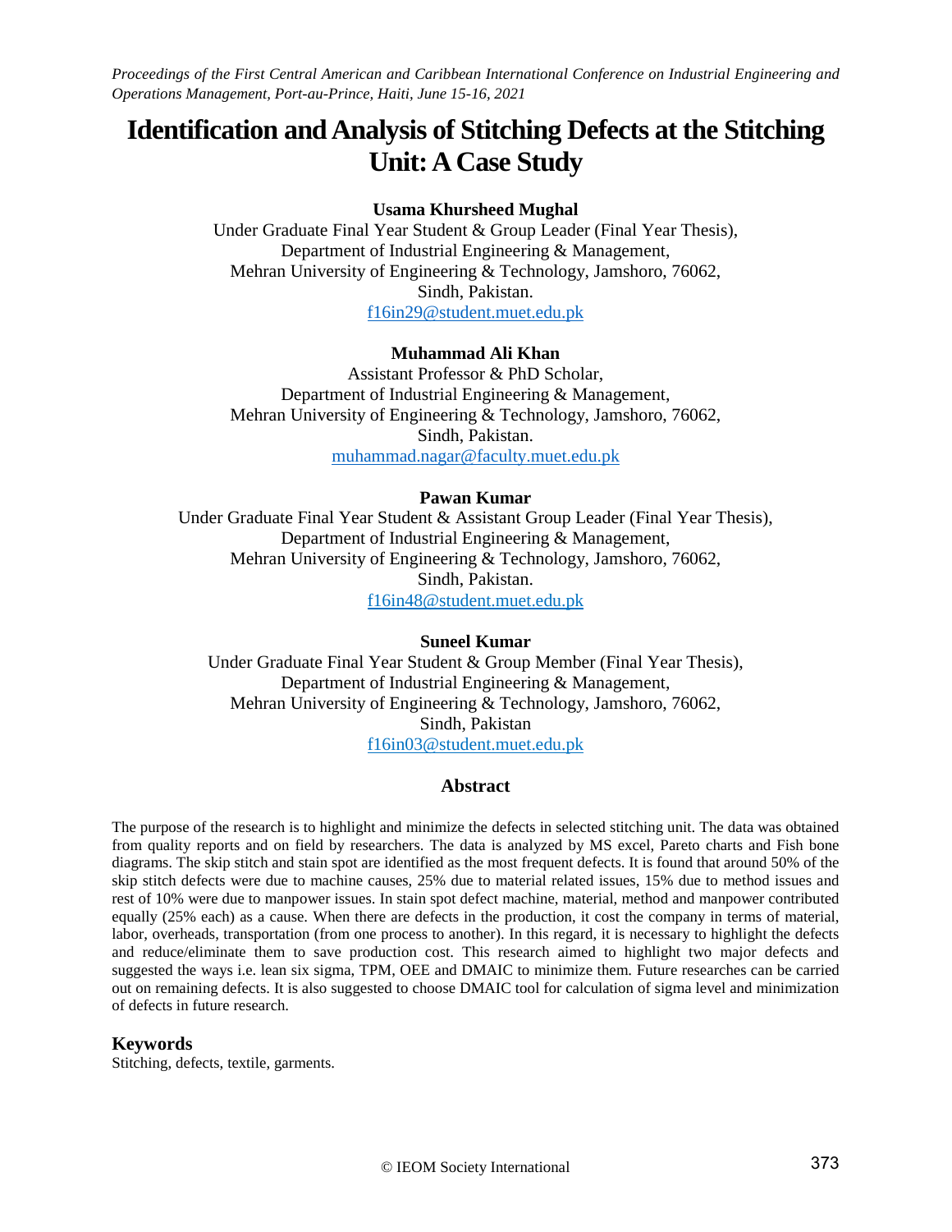# Identification and Analysis of Stitching Defects at the Stitching Unit: A Case Study

**Usama Khursheed Mughal**
Under Graduate Final Year Student & Group Leader (Final Year Thesis),
Department of Industrial Engineering & Management,
Mehran University of Engineering & Technology, Jamshoro, 76062,
Sindh, Pakistan.
f16in29@student.muet.edu.pk

**Muhammad Ali Khan**
Assistant Professor & PhD Scholar,
Department of Industrial Engineering & Management,
Mehran University of Engineering & Technology, Jamshoro, 76062,
Sindh, Pakistan.
muhammad.nagar@faculty.muet.edu.pk

**Pawan Kumar**
Under Graduate Final Year Student & Assistant Group Leader (Final Year Thesis),
Department of Industrial Engineering & Management,
Mehran University of Engineering & Technology, Jamshoro, 76062,
Sindh, Pakistan.
f16in48@student.muet.edu.pk

**Suneel Kumar**
Under Graduate Final Year Student & Group Member (Final Year Thesis),
Department of Industrial Engineering & Management,
Mehran University of Engineering & Technology, Jamshoro, 76062,
Sindh, Pakistan
f16in03@student.muet.edu.pk

## Abstract

The purpose of the research is to highlight and minimize the defects in selected stitching unit. The data was obtained from quality reports and on field by researchers. The data is analyzed by MS excel, Pareto charts and Fish bone diagrams. The skip stitch and stain spot are identified as the most frequent defects. It is found that around 50% of the skip stitch defects were due to machine causes, 25% due to material related issues, 15% due to method issues and rest of 10% were due to manpower issues. In stain spot defect machine, material, method and manpower contributed equally (25% each) as a cause. When there are defects in the production, it cost the company in terms of material, labor, overheads, transportation (from one process to another). In this regard, it is necessary to highlight the defects and reduce/eliminate them to save production cost. This research aimed to highlight two major defects and suggested the ways i.e. lean six sigma, TPM, OEE and DMAIC to minimize them. Future researches can be carried out on remaining defects. It is also suggested to choose DMAIC tool for calculation of sigma level and minimization of defects in future research.

## Keywords

Stitching, defects, textile, garments.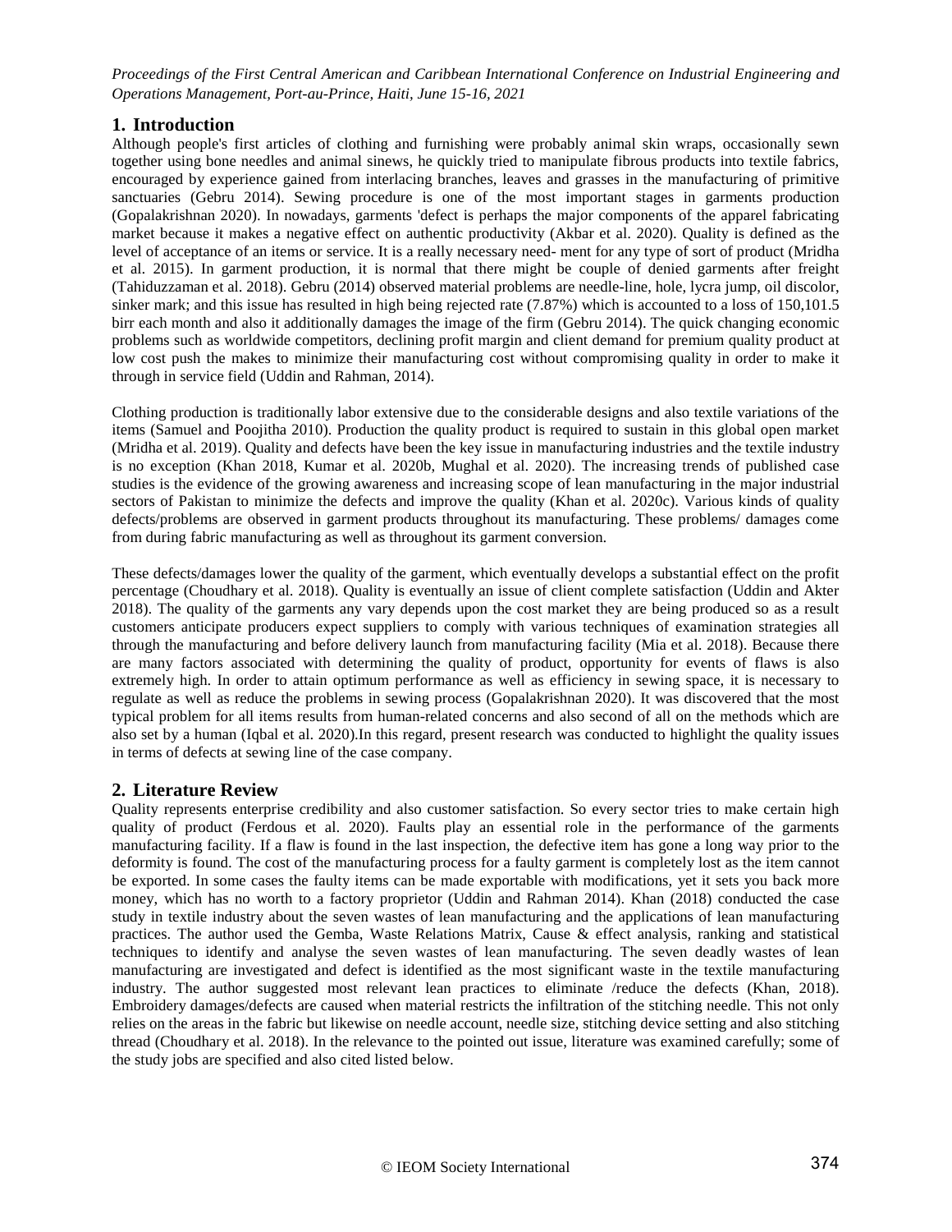## 1. Introduction

Although people's first articles of clothing and furnishing were probably animal skin wraps, occasionally sewn together using bone needles and animal sinews, he quickly tried to manipulate fibrous products into textile fabrics, encouraged by experience gained from interlacing branches, leaves and grasses in the manufacturing of primitive sanctuaries (Gebru 2014). Sewing procedure is one of the most important stages in garments production (Gopalakrishnan 2020). In nowadays, garments 'defect is perhaps the major components of the apparel fabricating market because it makes a negative effect on authentic productivity (Akbar et al. 2020). Quality is defined as the level of acceptance of an items or service. It is a really necessary need- ment for any type of sort of product (Mridha et al. 2015). In garment production, it is normal that there might be couple of denied garments after freight (Tahiduzzaman et al. 2018). Gebru (2014) observed material problems are needle-line, hole, lycra jump, oil discolor, sinker mark; and this issue has resulted in high being rejected rate (7.87%) which is accounted to a loss of 150,101.5 birr each month and also it additionally damages the image of the firm (Gebru 2014). The quick changing economic problems such as worldwide competitors, declining profit margin and client demand for premium quality product at low cost push the makes to minimize their manufacturing cost without compromising quality in order to make it through in service field (Uddin and Rahman, 2014).

Clothing production is traditionally labor extensive due to the considerable designs and also textile variations of the items (Samuel and Poojitha 2010). Production the quality product is required to sustain in this global open market (Mridha et al. 2019). Quality and defects have been the key issue in manufacturing industries and the textile industry is no exception (Khan 2018, Kumar et al. 2020b, Mughal et al. 2020). The increasing trends of published case studies is the evidence of the growing awareness and increasing scope of lean manufacturing in the major industrial sectors of Pakistan to minimize the defects and improve the quality (Khan et al. 2020c). Various kinds of quality defects/problems are observed in garment products throughout its manufacturing. These problems/ damages come from during fabric manufacturing as well as throughout its garment conversion.

These defects/damages lower the quality of the garment, which eventually develops a substantial effect on the profit percentage (Choudhary et al. 2018). Quality is eventually an issue of client complete satisfaction (Uddin and Akter 2018). The quality of the garments any vary depends upon the cost market they are being produced so as a result customers anticipate producers expect suppliers to comply with various techniques of examination strategies all through the manufacturing and before delivery launch from manufacturing facility (Mia et al. 2018). Because there are many factors associated with determining the quality of product, opportunity for events of flaws is also extremely high. In order to attain optimum performance as well as efficiency in sewing space, it is necessary to regulate as well as reduce the problems in sewing process (Gopalakrishnan 2020). It was discovered that the most typical problem for all items results from human-related concerns and also second of all on the methods which are also set by a human (Iqbal et al. 2020).In this regard, present research was conducted to highlight the quality issues in terms of defects at sewing line of the case company.

## 2. Literature Review

Quality represents enterprise credibility and also customer satisfaction. So every sector tries to make certain high quality of product (Ferdous et al. 2020). Faults play an essential role in the performance of the garments manufacturing facility. If a flaw is found in the last inspection, the defective item has gone a long way prior to the deformity is found. The cost of the manufacturing process for a faulty garment is completely lost as the item cannot be exported. In some cases the faulty items can be made exportable with modifications, yet it sets you back more money, which has no worth to a factory proprietor (Uddin and Rahman 2014). Khan (2018) conducted the case study in textile industry about the seven wastes of lean manufacturing and the applications of lean manufacturing practices. The author used the Gemba, Waste Relations Matrix, Cause & effect analysis, ranking and statistical techniques to identify and analyse the seven wastes of lean manufacturing. The seven deadly wastes of lean manufacturing are investigated and defect is identified as the most significant waste in the textile manufacturing industry. The author suggested most relevant lean practices to eliminate /reduce the defects (Khan, 2018). Embroidery damages/defects are caused when material restricts the infiltration of the stitching needle. This not only relies on the areas in the fabric but likewise on needle account, needle size, stitching device setting and also stitching thread (Choudhary et al. 2018). In the relevance to the pointed out issue, literature was examined carefully; some of the study jobs are specified and also cited listed below.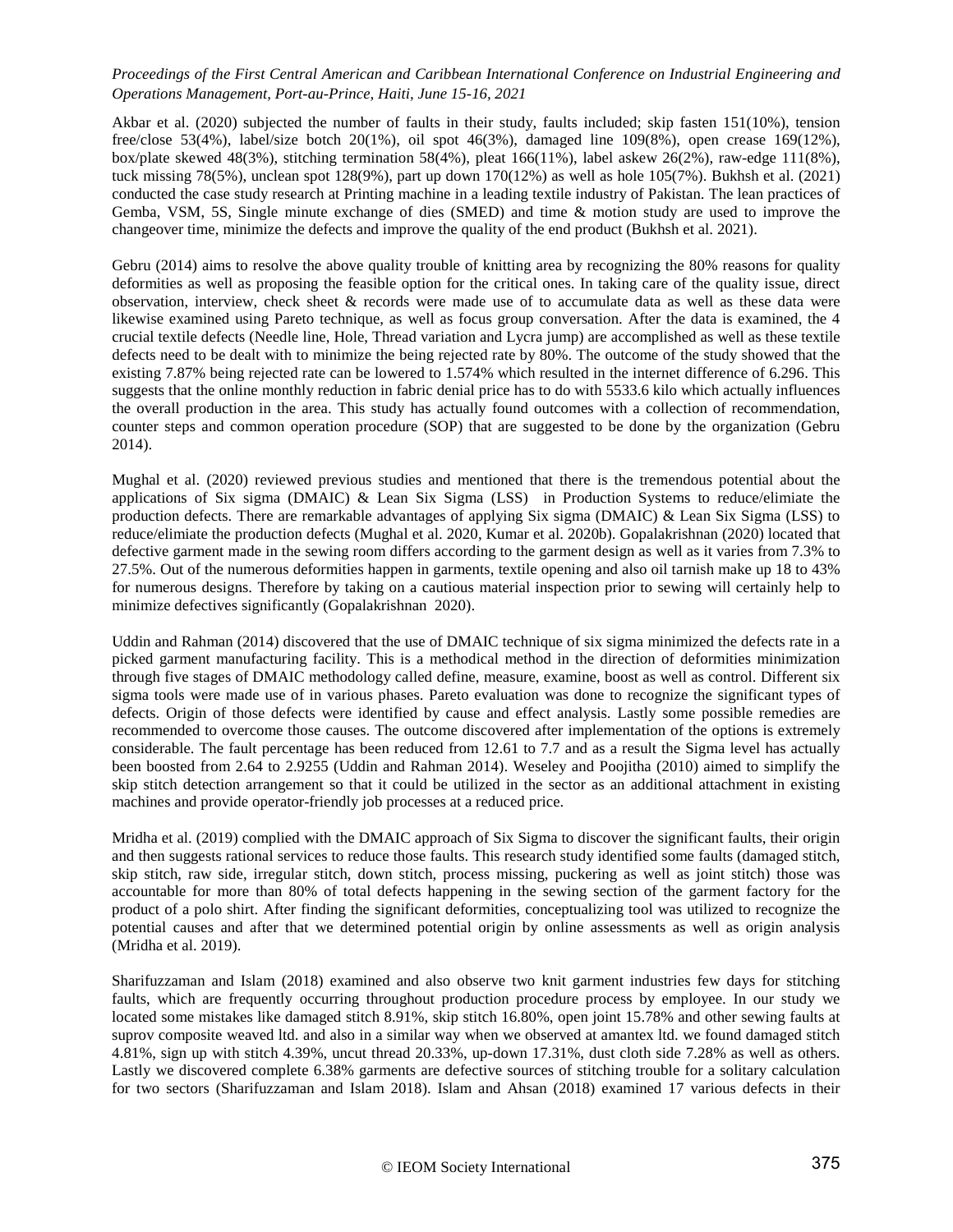Akbar et al. (2020) subjected the number of faults in their study, faults included; skip fasten 151(10%), tension free/close 53(4%), label/size botch 20(1%), oil spot 46(3%), damaged line 109(8%), open crease 169(12%), box/plate skewed 48(3%), stitching termination 58(4%), pleat 166(11%), label askew 26(2%), raw-edge 111(8%), tuck missing 78(5%), unclean spot 128(9%), part up down 170(12%) as well as hole 105(7%). Bukhsh et al. (2021) conducted the case study research at Printing machine in a leading textile industry of Pakistan. The lean practices of Gemba, VSM, 5S, Single minute exchange of dies (SMED) and time & motion study are used to improve the changeover time, minimize the defects and improve the quality of the end product (Bukhsh et al. 2021).

Gebru (2014) aims to resolve the above quality trouble of knitting area by recognizing the 80% reasons for quality deformities as well as proposing the feasible option for the critical ones. In taking care of the quality issue, direct observation, interview, check sheet & records were made use of to accumulate data as well as these data were likewise examined using Pareto technique, as well as focus group conversation. After the data is examined, the 4 crucial textile defects (Needle line, Hole, Thread variation and Lycra jump) are accomplished as well as these textile defects need to be dealt with to minimize the being rejected rate by 80%. The outcome of the study showed that the existing 7.87% being rejected rate can be lowered to 1.574% which resulted in the internet difference of 6.296. This suggests that the online monthly reduction in fabric denial price has to do with 5533.6 kilo which actually influences the overall production in the area. This study has actually found outcomes with a collection of recommendation, counter steps and common operation procedure (SOP) that are suggested to be done by the organization (Gebru 2014).

Mughal et al. (2020) reviewed previous studies and mentioned that there is the tremendous potential about the applications of Six sigma (DMAIC) & Lean Six Sigma (LSS) in Production Systems to reduce/elimiate the production defects. There are remarkable advantages of applying Six sigma (DMAIC) & Lean Six Sigma (LSS) to reduce/elimiate the production defects (Mughal et al. 2020, Kumar et al. 2020b). Gopalakrishnan (2020) located that defective garment made in the sewing room differs according to the garment design as well as it varies from 7.3% to 27.5%. Out of the numerous deformities happen in garments, textile opening and also oil tarnish make up 18 to 43% for numerous designs. Therefore by taking on a cautious material inspection prior to sewing will certainly help to minimize defectives significantly (Gopalakrishnan 2020).

Uddin and Rahman (2014) discovered that the use of DMAIC technique of six sigma minimized the defects rate in a picked garment manufacturing facility. This is a methodical method in the direction of deformities minimization through five stages of DMAIC methodology called define, measure, examine, boost as well as control. Different six sigma tools were made use of in various phases. Pareto evaluation was done to recognize the significant types of defects. Origin of those defects were identified by cause and effect analysis. Lastly some possible remedies are recommended to overcome those causes. The outcome discovered after implementation of the options is extremely considerable. The fault percentage has been reduced from 12.61 to 7.7 and as a result the Sigma level has actually been boosted from 2.64 to 2.9255 (Uddin and Rahman 2014). Weseley and Poojitha (2010) aimed to simplify the skip stitch detection arrangement so that it could be utilized in the sector as an additional attachment in existing machines and provide operator-friendly job processes at a reduced price.

Mridha et al. (2019) complied with the DMAIC approach of Six Sigma to discover the significant faults, their origin and then suggests rational services to reduce those faults. This research study identified some faults (damaged stitch, skip stitch, raw side, irregular stitch, down stitch, process missing, puckering as well as joint stitch) those was accountable for more than 80% of total defects happening in the sewing section of the garment factory for the product of a polo shirt. After finding the significant deformities, conceptualizing tool was utilized to recognize the potential causes and after that we determined potential origin by online assessments as well as origin analysis (Mridha et al. 2019).

Sharifuzzaman and Islam (2018) examined and also observe two knit garment industries few days for stitching faults, which are frequently occurring throughout production procedure process by employee. In our study we located some mistakes like damaged stitch 8.91%, skip stitch 16.80%, open joint 15.78% and other sewing faults at suprov composite weaved ltd. and also in a similar way when we observed at amantex ltd. we found damaged stitch 4.81%, sign up with stitch 4.39%, uncut thread 20.33%, up-down 17.31%, dust cloth side 7.28% as well as others. Lastly we discovered complete 6.38% garments are defective sources of stitching trouble for a solitary calculation for two sectors (Sharifuzzaman and Islam 2018). Islam and Ahsan (2018) examined 17 various defects in their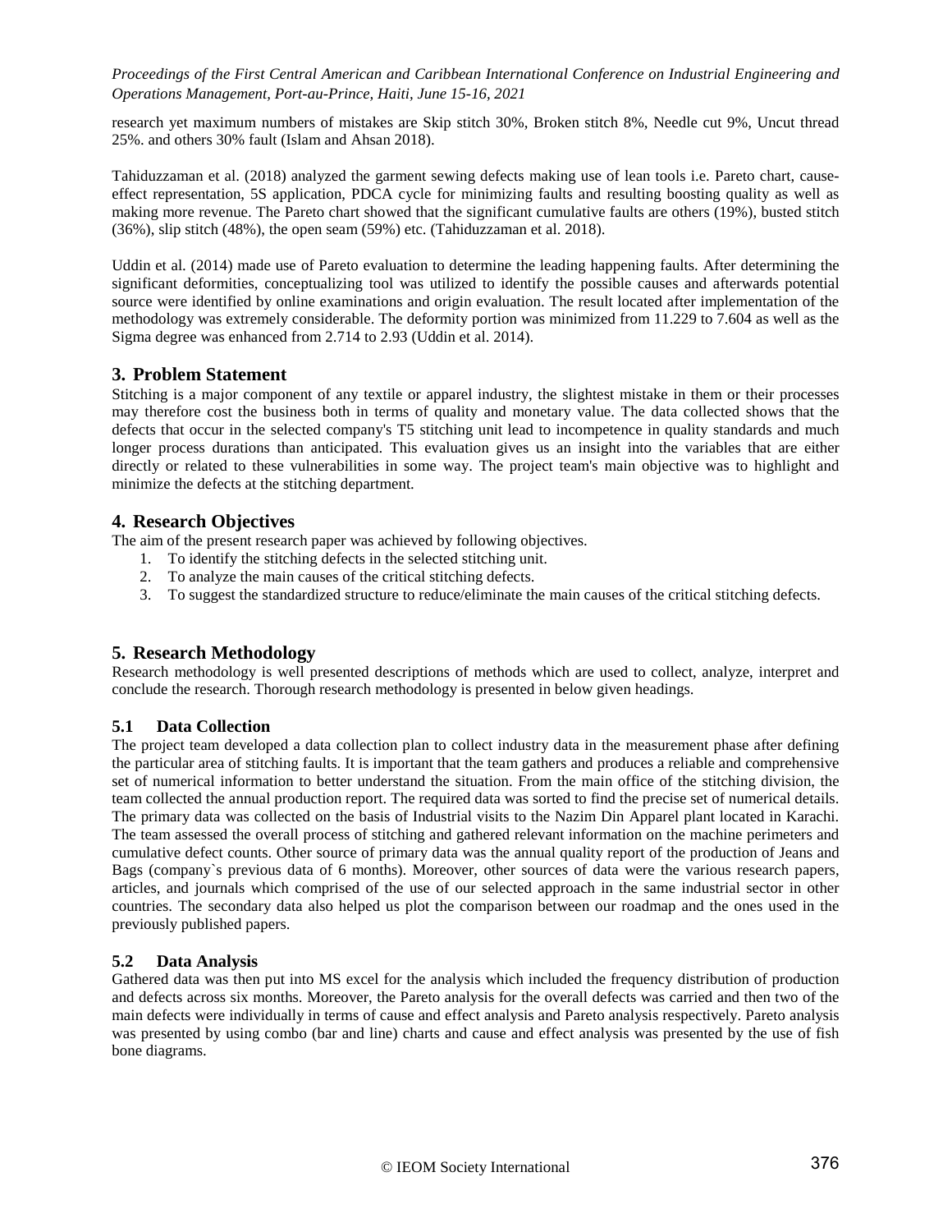research yet maximum numbers of mistakes are Skip stitch 30%, Broken stitch 8%, Needle cut 9%, Uncut thread 25%. and others 30% fault (Islam and Ahsan 2018).

Tahiduzzaman et al. (2018) analyzed the garment sewing defects making use of lean tools i.e. Pareto chart, cause-effect representation, 5S application, PDCA cycle for minimizing faults and resulting boosting quality as well as making more revenue. The Pareto chart showed that the significant cumulative faults are others (19%), busted stitch (36%), slip stitch (48%), the open seam (59%) etc. (Tahiduzzaman et al. 2018).

Uddin et al. (2014) made use of Pareto evaluation to determine the leading happening faults. After determining the significant deformities, conceptualizing tool was utilized to identify the possible causes and afterwards potential source were identified by online examinations and origin evaluation. The result located after implementation of the methodology was extremely considerable. The deformity portion was minimized from 11.229 to 7.604 as well as the Sigma degree was enhanced from 2.714 to 2.93 (Uddin et al. 2014).

## 3. Problem Statement

Stitching is a major component of any textile or apparel industry, the slightest mistake in them or their processes may therefore cost the business both in terms of quality and monetary value. The data collected shows that the defects that occur in the selected company's T5 stitching unit lead to incompetence in quality standards and much longer process durations than anticipated. This evaluation gives us an insight into the variables that are either directly or related to these vulnerabilities in some way. The project team's main objective was to highlight and minimize the defects at the stitching department.

## 4. Research Objectives

The aim of the present research paper was achieved by following objectives.

1. To identify the stitching defects in the selected stitching unit.
2. To analyze the main causes of the critical stitching defects.
3. To suggest the standardized structure to reduce/eliminate the main causes of the critical stitching defects.

## 5. Research Methodology

Research methodology is well presented descriptions of methods which are used to collect, analyze, interpret and conclude the research. Thorough research methodology is presented in below given headings.

### 5.1 Data Collection

The project team developed a data collection plan to collect industry data in the measurement phase after defining the particular area of stitching faults. It is important that the team gathers and produces a reliable and comprehensive set of numerical information to better understand the situation. From the main office of the stitching division, the team collected the annual production report. The required data was sorted to find the precise set of numerical details. The primary data was collected on the basis of Industrial visits to the Nazim Din Apparel plant located in Karachi. The team assessed the overall process of stitching and gathered relevant information on the machine perimeters and cumulative defect counts. Other source of primary data was the annual quality report of the production of Jeans and Bags (company`s previous data of 6 months). Moreover, other sources of data were the various research papers, articles, and journals which comprised of the use of our selected approach in the same industrial sector in other countries. The secondary data also helped us plot the comparison between our roadmap and the ones used in the previously published papers.

### 5.2 Data Analysis

Gathered data was then put into MS excel for the analysis which included the frequency distribution of production and defects across six months. Moreover, the Pareto analysis for the overall defects was carried and then two of the main defects were individually in terms of cause and effect analysis and Pareto analysis respectively. Pareto analysis was presented by using combo (bar and line) charts and cause and effect analysis was presented by the use of fish bone diagrams.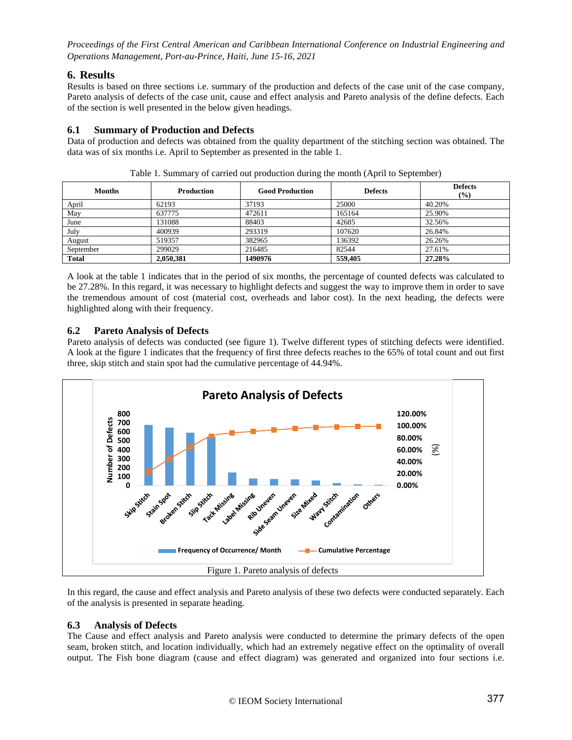## 6. Results

Results is based on three sections i.e. summary of the production and defects of the case unit of the case company, Pareto analysis of defects of the case unit, cause and effect analysis and Pareto analysis of the define defects. Each of the section is well presented in the below given headings.

### 6.1 Summary of Production and Defects

Data of production and defects was obtained from the quality department of the stitching section was obtained. The data was of six months i.e. April to September as presented in the table 1.

Table 1. Summary of carried out production during the month (April to September)

| Months | Production | Good Production | Defects | Defects (%) |
|---|---|---|---|---|
| April | 62193 | 37193 | 25000 | 40.20% |
| May | 637775 | 472611 | 165164 | 25.90% |
| June | 131088 | 88403 | 42685 | 32.56% |
| July | 400939 | 293319 | 107620 | 26.84% |
| August | 519357 | 382965 | 136392 | 26.26% |
| September | 299029 | 216485 | 82544 | 27.61% |
| **Total** | **2,050,381** | **1490976** | **559,405** | **27.28%** |

A look at the table 1 indicates that in the period of six months, the percentage of counted defects was calculated to be 27.28%. In this regard, it was necessary to highlight defects and suggest the way to improve them in order to save the tremendous amount of cost (material cost, overheads and labor cost). In the next heading, the defects were highlighted along with their frequency.

### 6.2 Pareto Analysis of Defects

Pareto analysis of defects was conducted (see figure 1). Twelve different types of stitching defects were identified. A look at the figure 1 indicates that the frequency of first three defects reaches to the 65% of total count and out first three, skip stitch and stain spot had the cumulative percentage of 44.94%.

Figure 1. Pareto analysis of defects

In this regard, the cause and effect analysis and Pareto analysis of these two defects were conducted separately. Each of the analysis is presented in separate heading.

### 6.3 Analysis of Defects

The Cause and effect analysis and Pareto analysis were conducted to determine the primary defects of the open seam, broken stitch, and location individually, which had an extremely negative effect on the optimality of overall output. The Fish bone diagram (cause and effect diagram) was generated and organized into four sections i.e.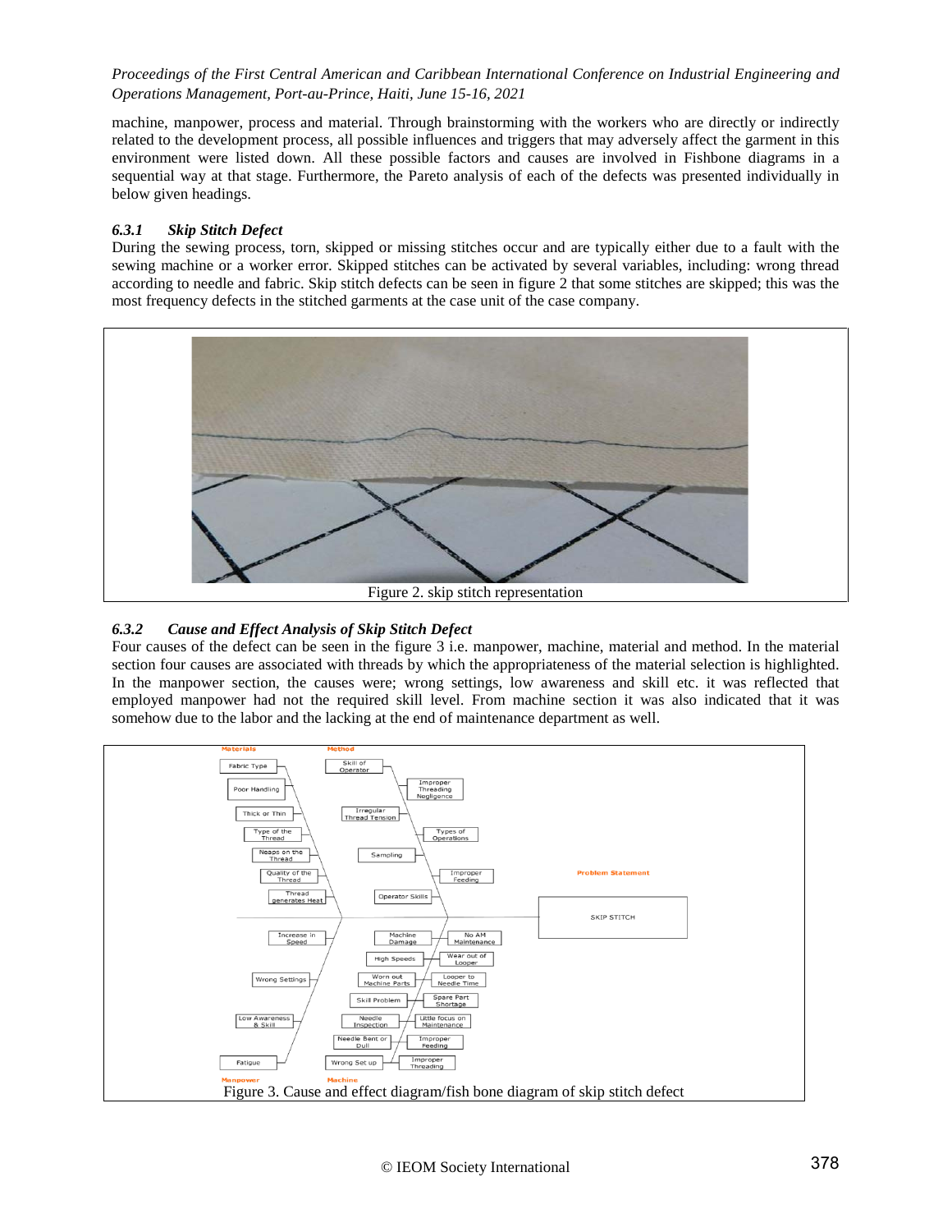machine, manpower, process and material. Through brainstorming with the workers who are directly or indirectly related to the development process, all possible influences and triggers that may adversely affect the garment in this environment were listed down. All these possible factors and causes are involved in Fishbone diagrams in a sequential way at that stage. Furthermore, the Pareto analysis of each of the defects was presented individually in below given headings.

### *6.3.1 Skip Stitch Defect*

During the sewing process, torn, skipped or missing stitches occur and are typically either due to a fault with the sewing machine or a worker error. Skipped stitches can be activated by several variables, including: wrong thread according to needle and fabric. Skip stitch defects can be seen in figure 2 that some stitches are skipped; this was the most frequency defects in the stitched garments at the case unit of the case company.

Figure 2. skip stitch representation

### *6.3.2 Cause and Effect Analysis of Skip Stitch Defect*

Four causes of the defect can be seen in the figure 3 i.e. manpower, machine, material and method. In the material section four causes are associated with threads by which the appropriateness of the material selection is highlighted. In the manpower section, the causes were; wrong settings, low awareness and skill etc. it was reflected that employed manpower had not the required skill level. From machine section it was also indicated that it was somehow due to the labor and the lacking at the end of maintenance department as well.

Figure 3. Cause and effect diagram/fish bone diagram of skip stitch defect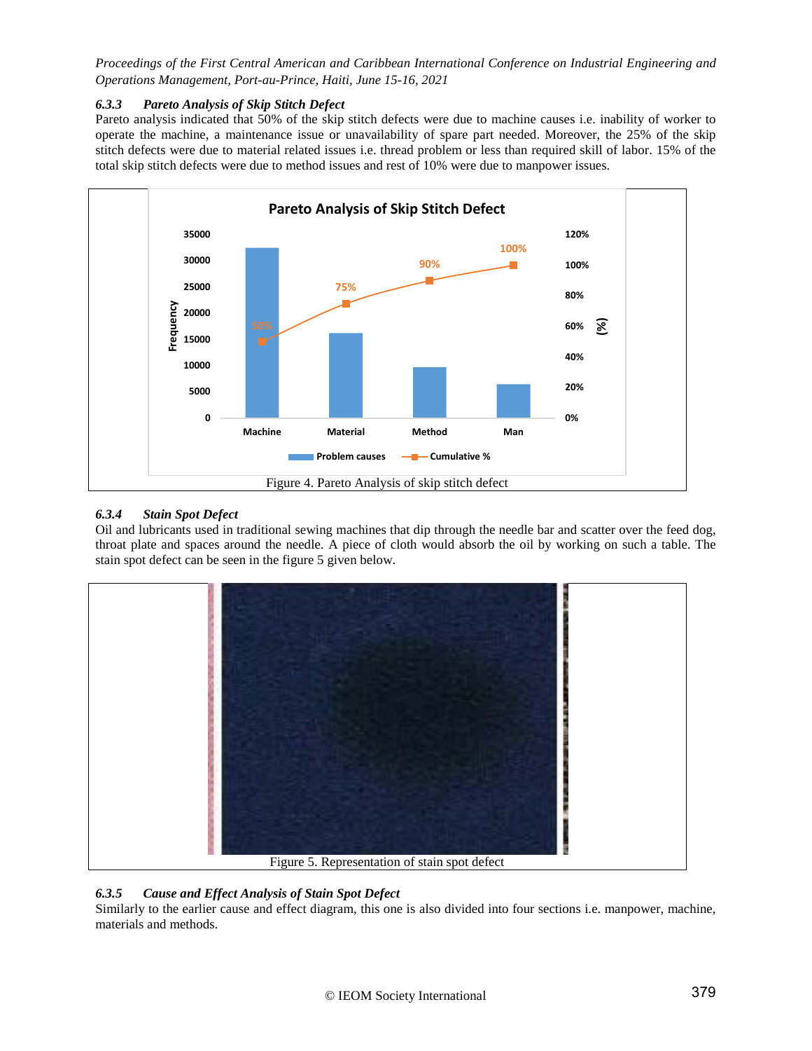### 6.3.3 *Pareto Analysis of Skip Stitch Defect*

Pareto analysis indicated that 50% of the skip stitch defects were due to machine causes i.e. inability of worker to operate the machine, a maintenance issue or unavailability of spare part needed. Moreover, the 25% of the skip stitch defects were due to material related issues i.e. thread problem or less than required skill of labor. 15% of the total skip stitch defects were due to method issues and rest of 10% were due to manpower issues.

Figure 4. Pareto Analysis of skip stitch defect

### 6.3.4 *Stain Spot Defect*

Oil and lubricants used in traditional sewing machines that dip through the needle bar and scatter over the feed dog, throat plate and spaces around the needle. A piece of cloth would absorb the oil by working on such a table. The stain spot defect can be seen in the figure 5 given below.

Figure 5. Representation of stain spot defect

### 6.3.5 *Cause and Effect Analysis of Stain Spot Defect*

Similarly to the earlier cause and effect diagram, this one is also divided into four sections i.e. manpower, machine, materials and methods.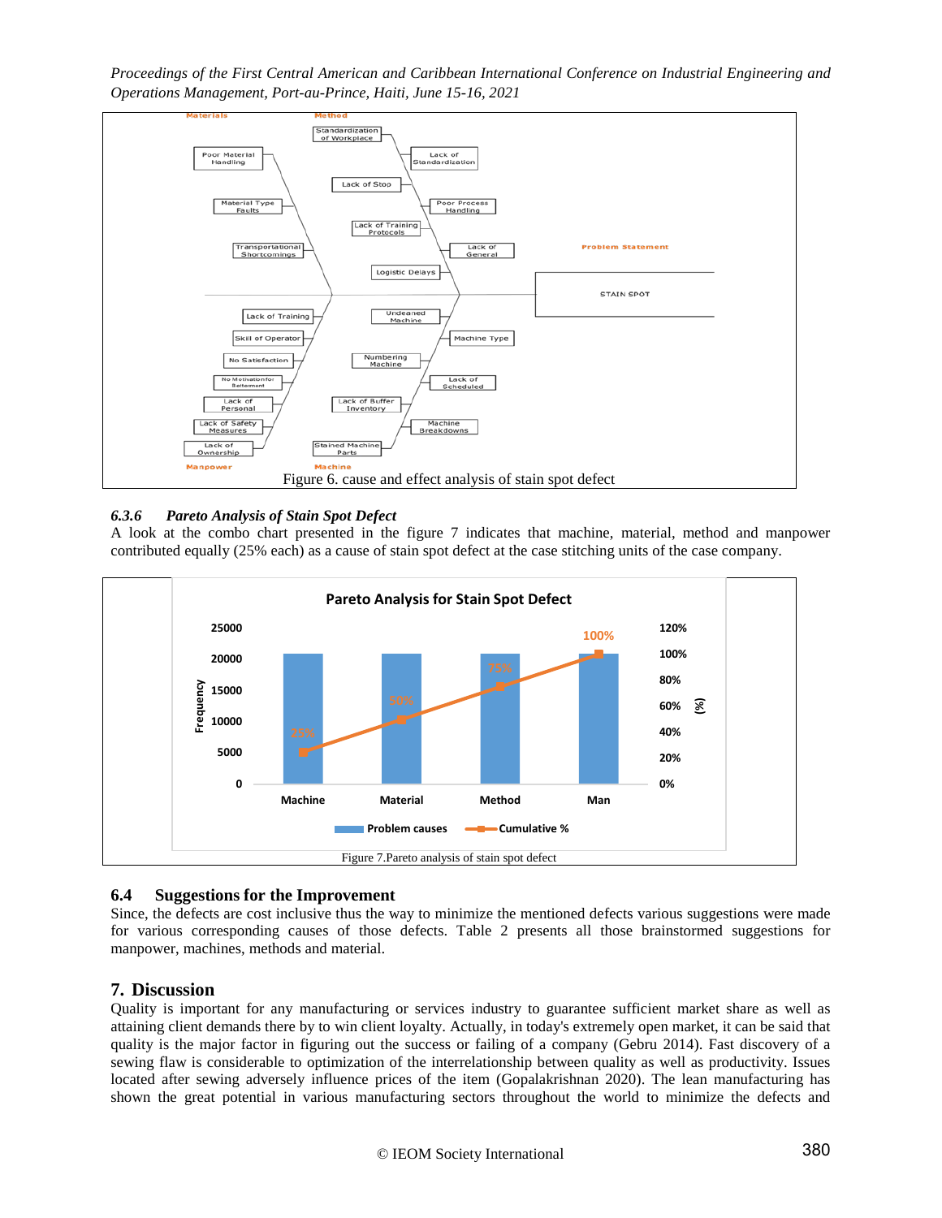Figure 6. cause and effect analysis of stain spot defect

### 6.3.6 *Pareto Analysis of Stain Spot Defect*

A look at the combo chart presented in the figure 7 indicates that machine, material, method and manpower contributed equally (25% each) as a cause of stain spot defect at the case stitching units of the case company.

Figure 7.Pareto analysis of stain spot defect

## 6.4 Suggestions for the Improvement

Since, the defects are cost inclusive thus the way to minimize the mentioned defects various suggestions were made for various corresponding causes of those defects. Table 2 presents all those brainstormed suggestions for manpower, machines, methods and material.

## 7. Discussion

Quality is important for any manufacturing or services industry to guarantee sufficient market share as well as attaining client demands there by to win client loyalty. Actually, in today's extremely open market, it can be said that quality is the major factor in figuring out the success or failing of a company (Gebru 2014). Fast discovery of a sewing flaw is considerable to optimization of the interrelationship between quality as well as productivity. Issues located after sewing adversely influence prices of the item (Gopalakrishnan 2020). The lean manufacturing has shown the great potential in various manufacturing sectors throughout the world to minimize the defects and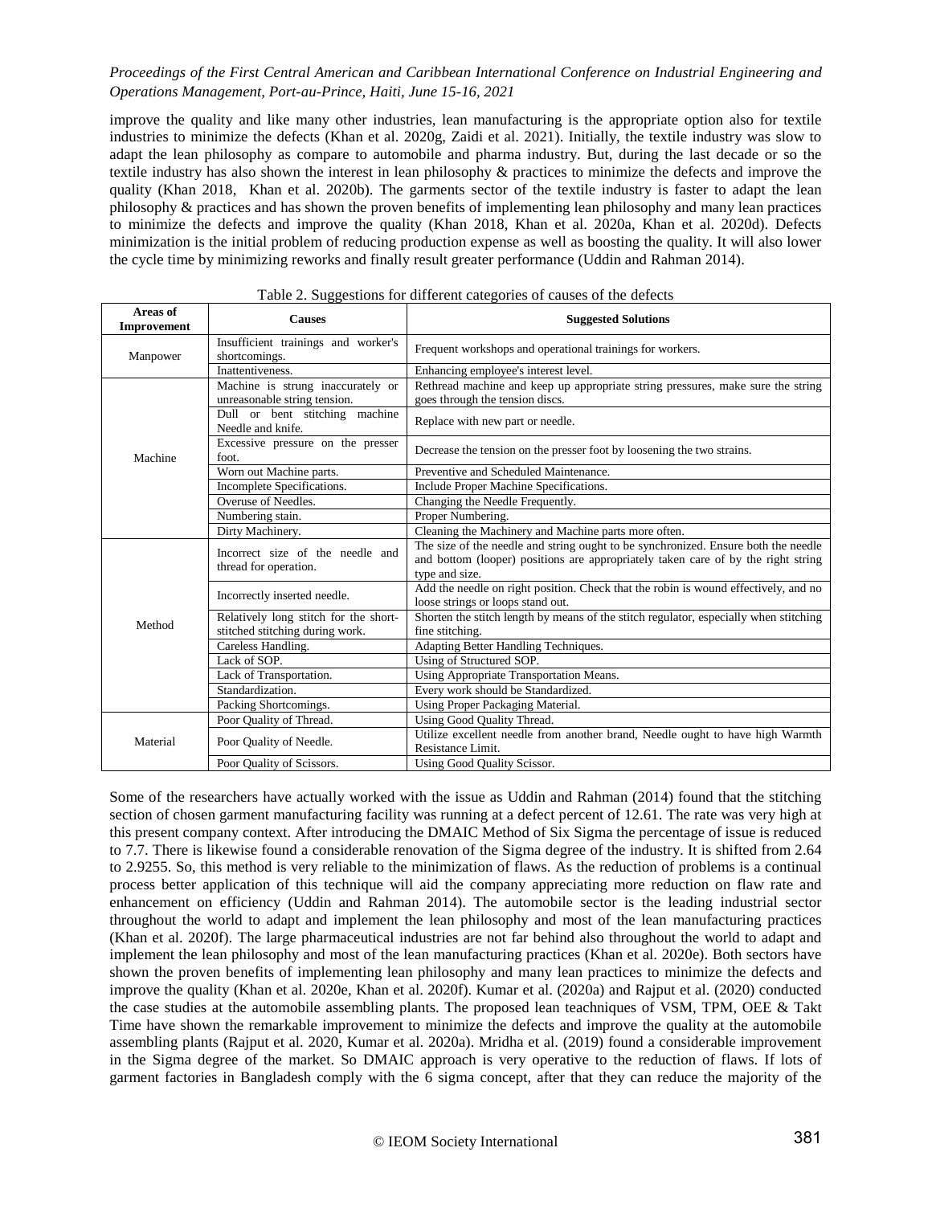improve the quality and like many other industries, lean manufacturing is the appropriate option also for textile industries to minimize the defects (Khan et al. 2020g, Zaidi et al. 2021). Initially, the textile industry was slow to adapt the lean philosophy as compare to automobile and pharma industry. But, during the last decade or so the textile industry has also shown the interest in lean philosophy & practices to minimize the defects and improve the quality (Khan 2018, Khan et al. 2020b). The garments sector of the textile industry is faster to adapt the lean philosophy & practices and has shown the proven benefits of implementing lean philosophy and many lean practices to minimize the defects and improve the quality (Khan 2018, Khan et al. 2020a, Khan et al. 2020d). Defects minimization is the initial problem of reducing production expense as well as boosting the quality. It will also lower the cycle time by minimizing reworks and finally result greater performance (Uddin and Rahman 2014).

Table 2. Suggestions for different categories of causes of the defects

| Areas of Improvement | Causes | Suggested Solutions |
|---|---|---|
| Manpower | Insufficient trainings and worker's shortcomings. | Frequent workshops and operational trainings for workers. |
| | Inattentiveness. | Enhancing employee's interest level. |
| Machine | Machine is strung inaccurately or unreasonable string tension. | Rethread machine and keep up appropriate string pressures, make sure the string goes through the tension discs. |
| | Dull or bent stitching machine Needle and knife. | Replace with new part or needle. |
| | Excessive pressure on the presser foot. | Decrease the tension on the presser foot by loosening the two strains. |
| | Worn out Machine parts. | Preventive and Scheduled Maintenance. |
| | Incomplete Specifications. | Include Proper Machine Specifications. |
| | Overuse of Needles. | Changing the Needle Frequently. |
| | Numbering stain. | Proper Numbering. |
| | Dirty Machinery. | Cleaning the Machinery and Machine parts more often. |
| Method | Incorrect size of the needle and thread for operation. | The size of the needle and string ought to be synchronized. Ensure both the needle and bottom (looper) positions are appropriately taken care of by the right string type and size. |
| | Incorrectly inserted needle. | Add the needle on right position. Check that the robin is wound effectively, and no loose strings or loops stand out. |
| | Relatively long stitch for the short-stitched stitching during work. | Shorten the stitch length by means of the stitch regulator, especially when stitching fine stitching. |
| | Careless Handling. | Adapting Better Handling Techniques. |
| | Lack of SOP. | Using of Structured SOP. |
| | Lack of Transportation. | Using Appropriate Transportation Means. |
| | Standardization. | Every work should be Standardized. |
| | Packing Shortcomings. | Using Proper Packaging Material. |
| Material | Poor Quality of Thread. | Using Good Quality Thread. |
| | Poor Quality of Needle. | Utilize excellent needle from another brand, Needle ought to have high Warmth Resistance Limit. |
| | Poor Quality of Scissors. | Using Good Quality Scissor. |

Some of the researchers have actually worked with the issue as Uddin and Rahman (2014) found that the stitching section of chosen garment manufacturing facility was running at a defect percent of 12.61. The rate was very high at this present company context. After introducing the DMAIC Method of Six Sigma the percentage of issue is reduced to 7.7. There is likewise found a considerable renovation of the Sigma degree of the industry. It is shifted from 2.64 to 2.9255. So, this method is very reliable to the minimization of flaws. As the reduction of problems is a continual process better application of this technique will aid the company appreciating more reduction on flaw rate and enhancement on efficiency (Uddin and Rahman 2014). The automobile sector is the leading industrial sector throughout the world to adapt and implement the lean philosophy and most of the lean manufacturing practices (Khan et al. 2020f). The large pharmaceutical industries are not far behind also throughout the world to adapt and implement the lean philosophy and most of the lean manufacturing practices (Khan et al. 2020e). Both sectors have shown the proven benefits of implementing lean philosophy and many lean practices to minimize the defects and improve the quality (Khan et al. 2020e, Khan et al. 2020f). Kumar et al. (2020a) and Rajput et al. (2020) conducted the case studies at the automobile assembling plants. The proposed lean teachniques of VSM, TPM, OEE & Takt Time have shown the remarkable improvement to minimize the defects and improve the quality at the automobile assembling plants (Rajput et al. 2020, Kumar et al. 2020a). Mridha et al. (2019) found a considerable improvement in the Sigma degree of the market. So DMAIC approach is very operative to the reduction of flaws. If lots of garment factories in Bangladesh comply with the 6 sigma concept, after that they can reduce the majority of the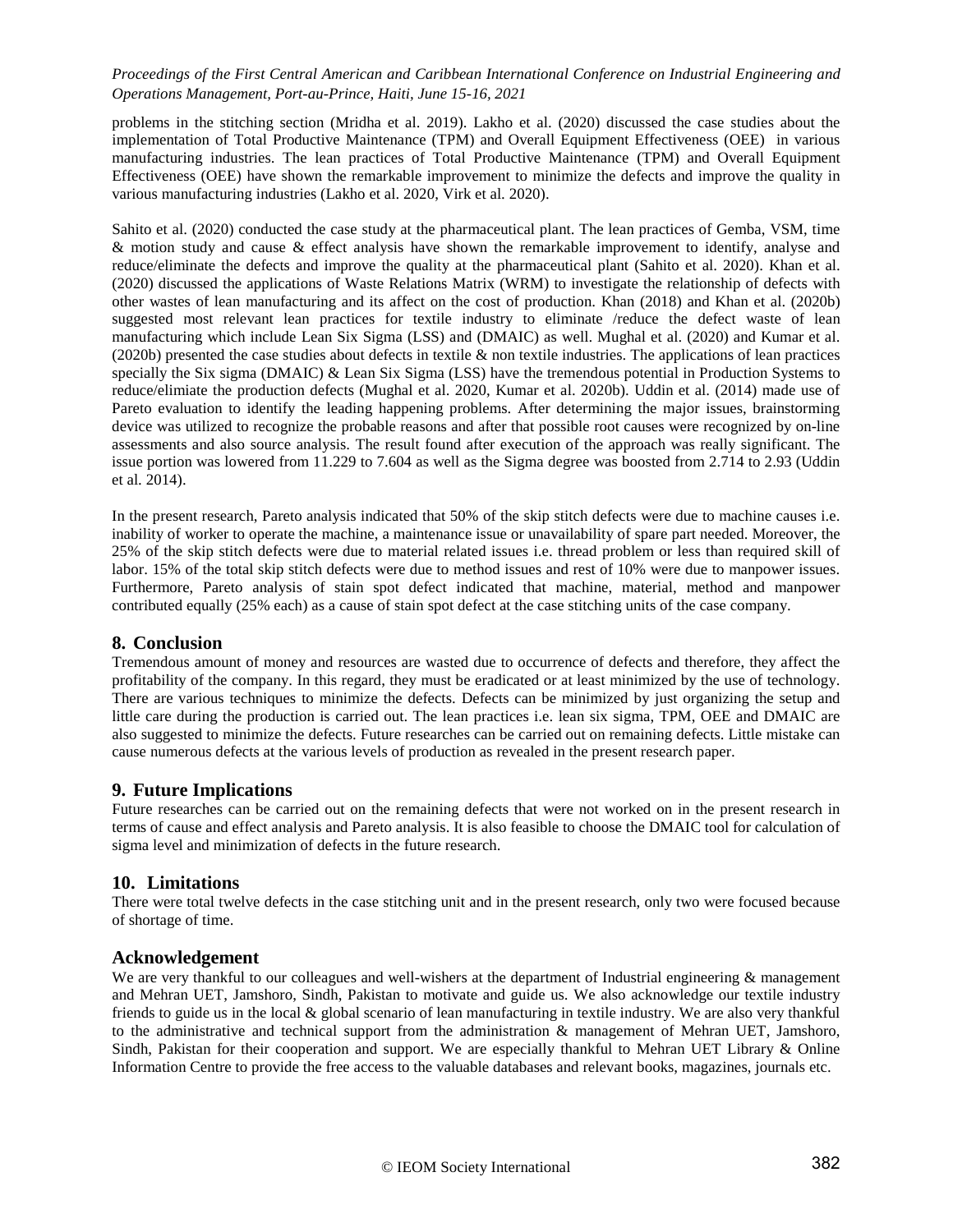problems in the stitching section (Mridha et al. 2019). Lakho et al. (2020) discussed the case studies about the implementation of Total Productive Maintenance (TPM) and Overall Equipment Effectiveness (OEE) in various manufacturing industries. The lean practices of Total Productive Maintenance (TPM) and Overall Equipment Effectiveness (OEE) have shown the remarkable improvement to minimize the defects and improve the quality in various manufacturing industries (Lakho et al. 2020, Virk et al. 2020).

Sahito et al. (2020) conducted the case study at the pharmaceutical plant. The lean practices of Gemba, VSM, time & motion study and cause & effect analysis have shown the remarkable improvement to identify, analyse and reduce/eliminate the defects and improve the quality at the pharmaceutical plant (Sahito et al. 2020). Khan et al. (2020) discussed the applications of Waste Relations Matrix (WRM) to investigate the relationship of defects with other wastes of lean manufacturing and its affect on the cost of production. Khan (2018) and Khan et al. (2020b) suggested most relevant lean practices for textile industry to eliminate /reduce the defect waste of lean manufacturing which include Lean Six Sigma (LSS) and (DMAIC) as well. Mughal et al. (2020) and Kumar et al. (2020b) presented the case studies about defects in textile & non textile industries. The applications of lean practices specially the Six sigma (DMAIC) & Lean Six Sigma (LSS) have the tremendous potential in Production Systems to reduce/elimiate the production defects (Mughal et al. 2020, Kumar et al. 2020b). Uddin et al. (2014) made use of Pareto evaluation to identify the leading happening problems. After determining the major issues, brainstorming device was utilized to recognize the probable reasons and after that possible root causes were recognized by on-line assessments and also source analysis. The result found after execution of the approach was really significant. The issue portion was lowered from 11.229 to 7.604 as well as the Sigma degree was boosted from 2.714 to 2.93 (Uddin et al. 2014).

In the present research, Pareto analysis indicated that 50% of the skip stitch defects were due to machine causes i.e. inability of worker to operate the machine, a maintenance issue or unavailability of spare part needed. Moreover, the 25% of the skip stitch defects were due to material related issues i.e. thread problem or less than required skill of labor. 15% of the total skip stitch defects were due to method issues and rest of 10% were due to manpower issues. Furthermore, Pareto analysis of stain spot defect indicated that machine, material, method and manpower contributed equally (25% each) as a cause of stain spot defect at the case stitching units of the case company.

## 8. Conclusion

Tremendous amount of money and resources are wasted due to occurrence of defects and therefore, they affect the profitability of the company. In this regard, they must be eradicated or at least minimized by the use of technology. There are various techniques to minimize the defects. Defects can be minimized by just organizing the setup and little care during the production is carried out. The lean practices i.e. lean six sigma, TPM, OEE and DMAIC are also suggested to minimize the defects. Future researches can be carried out on remaining defects. Little mistake can cause numerous defects at the various levels of production as revealed in the present research paper.

## 9. Future Implications

Future researches can be carried out on the remaining defects that were not worked on in the present research in terms of cause and effect analysis and Pareto analysis. It is also feasible to choose the DMAIC tool for calculation of sigma level and minimization of defects in the future research.

## 10. Limitations

There were total twelve defects in the case stitching unit and in the present research, only two were focused because of shortage of time.

## Acknowledgement

We are very thankful to our colleagues and well-wishers at the department of Industrial engineering & management and Mehran UET, Jamshoro, Sindh, Pakistan to motivate and guide us. We also acknowledge our textile industry friends to guide us in the local & global scenario of lean manufacturing in textile industry. We are also very thankful to the administrative and technical support from the administration & management of Mehran UET, Jamshoro, Sindh, Pakistan for their cooperation and support. We are especially thankful to Mehran UET Library & Online Information Centre to provide the free access to the valuable databases and relevant books, magazines, journals etc.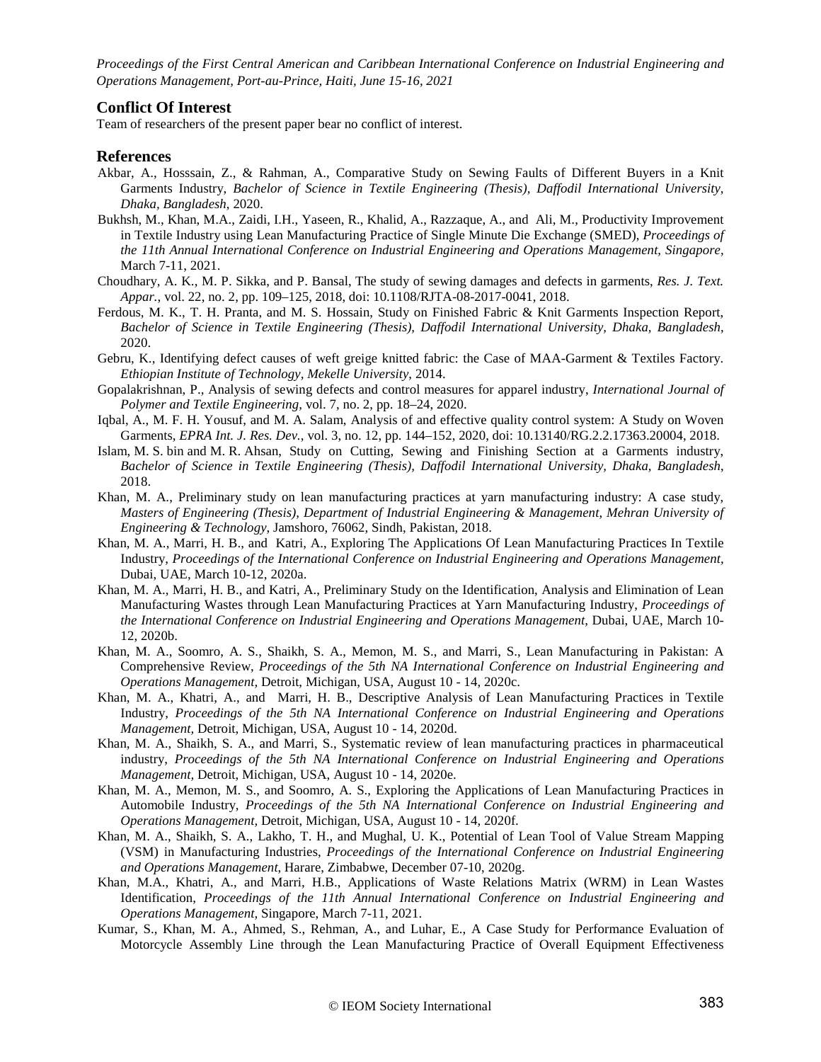## Conflict Of Interest

Team of researchers of the present paper bear no conflict of interest.

## References

Akbar, A., Hosssain, Z., & Rahman, A., Comparative Study on Sewing Faults of Different Buyers in a Knit Garments Industry, *Bachelor of Science in Textile Engineering (Thesis), Daffodil International University, Dhaka, Bangladesh*, 2020.

Bukhsh, M., Khan, M.A., Zaidi, I.H., Yaseen, R., Khalid, A., Razzaque, A., and Ali, M., Productivity Improvement in Textile Industry using Lean Manufacturing Practice of Single Minute Die Exchange (SMED), *Proceedings of the 11th Annual International Conference on Industrial Engineering and Operations Management, Singapore,* March 7-11, 2021.

Choudhary, A. K., M. P. Sikka, and P. Bansal, The study of sewing damages and defects in garments, *Res. J. Text. Appar.*, vol. 22, no. 2, pp. 109–125, 2018, doi: 10.1108/RJTA-08-2017-0041, 2018.

Ferdous, M. K., T. H. Pranta, and M. S. Hossain, Study on Finished Fabric & Knit Garments Inspection Report, *Bachelor of Science in Textile Engineering (Thesis), Daffodil International University, Dhaka, Bangladesh*, 2020.

Gebru, K., Identifying defect causes of weft greige knitted fabric: the Case of MAA-Garment & Textiles Factory. *Ethiopian Institute of Technology, Mekelle University*, 2014.

Gopalakrishnan, P., Analysis of sewing defects and control measures for apparel industry, *International Journal of Polymer and Textile Engineering*, vol. 7, no. 2, pp. 18–24, 2020.

Iqbal, A., M. F. H. Yousuf, and M. A. Salam, Analysis of and effective quality control system: A Study on Woven Garments, *EPRA Int. J. Res. Dev.*, vol. 3, no. 12, pp. 144–152, 2020, doi: 10.13140/RG.2.2.17363.20004, 2018.

Islam, M. S. bin and M. R. Ahsan, Study on Cutting, Sewing and Finishing Section at a Garments industry, *Bachelor of Science in Textile Engineering (Thesis), Daffodil International University, Dhaka, Bangladesh*, 2018.

Khan, M. A., Preliminary study on lean manufacturing practices at yarn manufacturing industry: A case study, *Masters of Engineering (Thesis), Department of Industrial Engineering & Management, Mehran University of Engineering & Technology*, Jamshoro, 76062, Sindh, Pakistan, 2018.

Khan, M. A., Marri, H. B., and Katri, A., Exploring The Applications Of Lean Manufacturing Practices In Textile Industry, *Proceedings of the International Conference on Industrial Engineering and Operations Management,* Dubai, UAE, March 10-12, 2020a.

Khan, M. A., Marri, H. B., and Katri, A., Preliminary Study on the Identification, Analysis and Elimination of Lean Manufacturing Wastes through Lean Manufacturing Practices at Yarn Manufacturing Industry, *Proceedings of the International Conference on Industrial Engineering and Operations Management*, Dubai, UAE, March 10-12, 2020b.

Khan, M. A., Soomro, A. S., Shaikh, S. A., Memon, M. S., and Marri, S., Lean Manufacturing in Pakistan: A Comprehensive Review, *Proceedings of the 5th NA International Conference on Industrial Engineering and Operations Management,* Detroit, Michigan, USA, August 10 - 14, 2020c.

Khan, M. A., Khatri, A., and Marri, H. B., Descriptive Analysis of Lean Manufacturing Practices in Textile Industry, *Proceedings of the 5th NA International Conference on Industrial Engineering and Operations Management,* Detroit, Michigan, USA, August 10 - 14, 2020d.

Khan, M. A., Shaikh, S. A., and Marri, S., Systematic review of lean manufacturing practices in pharmaceutical industry, *Proceedings of the 5th NA International Conference on Industrial Engineering and Operations Management,* Detroit, Michigan, USA, August 10 - 14, 2020e.

Khan, M. A., Memon, M. S., and Soomro, A. S., Exploring the Applications of Lean Manufacturing Practices in Automobile Industry, *Proceedings of the 5th NA International Conference on Industrial Engineering and Operations Management,* Detroit, Michigan, USA, August 10 - 14, 2020f.

Khan, M. A., Shaikh, S. A., Lakho, T. H., and Mughal, U. K., Potential of Lean Tool of Value Stream Mapping (VSM) in Manufacturing Industries, *Proceedings of the International Conference on Industrial Engineering and Operations Management*, Harare, Zimbabwe, December 07-10, 2020g.

Khan, M.A., Khatri, A., and Marri, H.B., Applications of Waste Relations Matrix (WRM) in Lean Wastes Identification, *Proceedings of the 11th Annual International Conference on Industrial Engineering and Operations Management,* Singapore, March 7-11, 2021.

Kumar, S., Khan, M. A., Ahmed, S., Rehman, A., and Luhar, E., A Case Study for Performance Evaluation of Motorcycle Assembly Line through the Lean Manufacturing Practice of Overall Equipment Effectiveness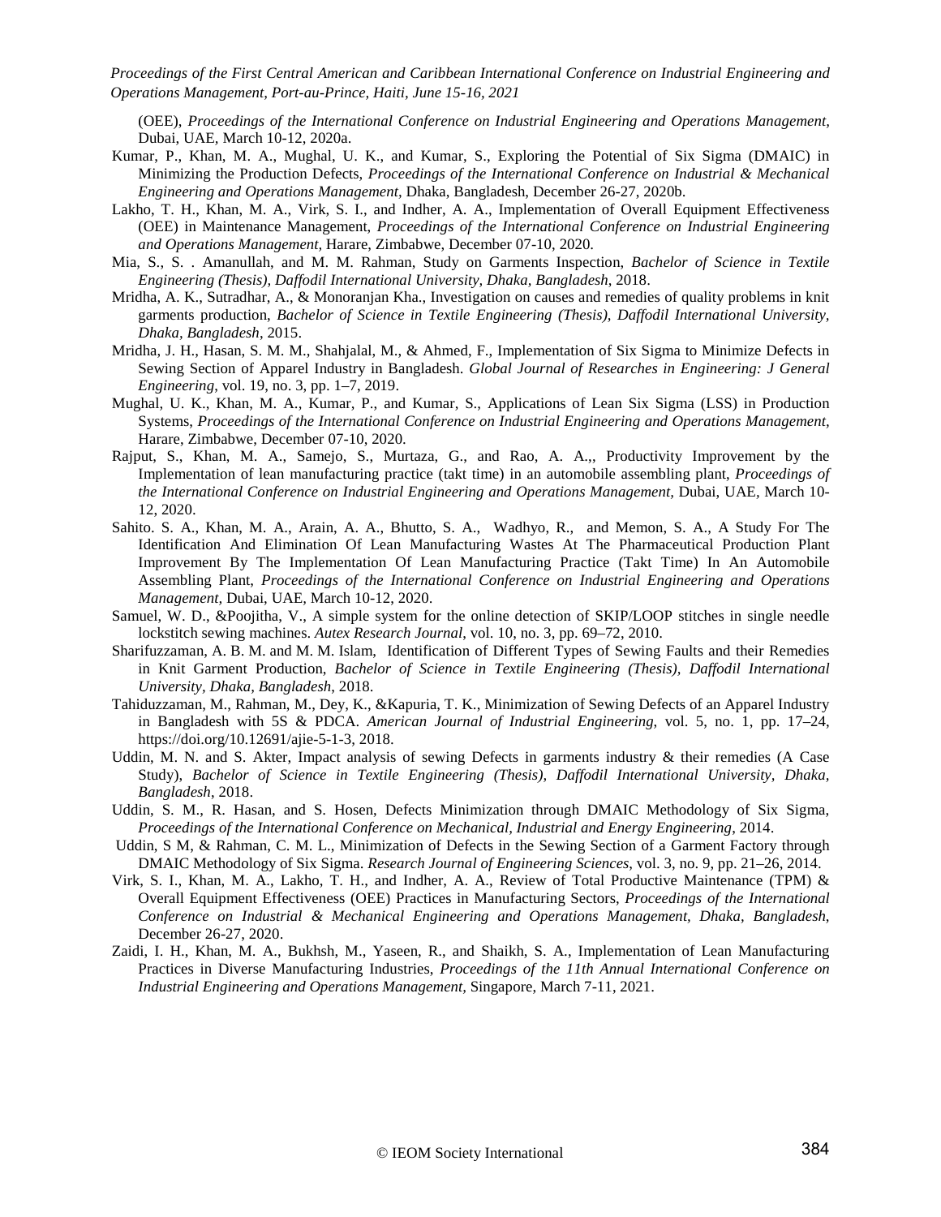(OEE), *Proceedings of the International Conference on Industrial Engineering and Operations Management,* Dubai, UAE, March 10-12, 2020a.

Kumar, P., Khan, M. A., Mughal, U. K., and Kumar, S., Exploring the Potential of Six Sigma (DMAIC) in Minimizing the Production Defects, *Proceedings of the International Conference on Industrial & Mechanical Engineering and Operations Management,* Dhaka, Bangladesh, December 26-27, 2020b.

Lakho, T. H., Khan, M. A., Virk, S. I., and Indher, A. A., Implementation of Overall Equipment Effectiveness (OEE) in Maintenance Management, *Proceedings of the International Conference on Industrial Engineering and Operations Management,* Harare, Zimbabwe, December 07-10, 2020.

Mia, S., S. . Amanullah, and M. M. Rahman, Study on Garments Inspection, *Bachelor of Science in Textile Engineering (Thesis), Daffodil International University, Dhaka, Bangladesh*, 2018.

Mridha, A. K., Sutradhar, A., & Monoranjan Kha., Investigation on causes and remedies of quality problems in knit garments production, *Bachelor of Science in Textile Engineering (Thesis), Daffodil International University, Dhaka, Bangladesh*, 2015.

Mridha, J. H., Hasan, S. M. M., Shahjalal, M., & Ahmed, F., Implementation of Six Sigma to Minimize Defects in Sewing Section of Apparel Industry in Bangladesh. *Global Journal of Researches in Engineering: J General Engineering*, vol. 19, no. 3, pp. 1–7, 2019.

Mughal, U. K., Khan, M. A., Kumar, P., and Kumar, S., Applications of Lean Six Sigma (LSS) in Production Systems, *Proceedings of the International Conference on Industrial Engineering and Operations Management,* Harare, Zimbabwe, December 07-10, 2020.

Rajput, S., Khan, M. A., Samejo, S., Murtaza, G., and Rao, A. A.,, Productivity Improvement by the Implementation of lean manufacturing practice (takt time) in an automobile assembling plant, *Proceedings of the International Conference on Industrial Engineering and Operations Management,* Dubai, UAE, March 10-12, 2020.

Sahito. S. A., Khan, M. A., Arain, A. A., Bhutto, S. A., Wadhyo, R., and Memon, S. A., A Study For The Identification And Elimination Of Lean Manufacturing Wastes At The Pharmaceutical Production Plant Improvement By The Implementation Of Lean Manufacturing Practice (Takt Time) In An Automobile Assembling Plant, *Proceedings of the International Conference on Industrial Engineering and Operations Management,* Dubai, UAE, March 10-12, 2020.

Samuel, W. D., &Poojitha, V., A simple system for the online detection of SKIP/LOOP stitches in single needle lockstitch sewing machines. *Autex Research Journal*, vol. 10, no. 3, pp. 69–72, 2010.

Sharifuzzaman, A. B. M. and M. M. Islam, Identification of Different Types of Sewing Faults and their Remedies in Knit Garment Production, *Bachelor of Science in Textile Engineering (Thesis), Daffodil International University, Dhaka, Bangladesh*, 2018.

Tahiduzzaman, M., Rahman, M., Dey, K., &Kapuria, T. K., Minimization of Sewing Defects of an Apparel Industry in Bangladesh with 5S & PDCA. *American Journal of Industrial Engineering*, vol. 5, no. 1, pp. 17–24, https://doi.org/10.12691/ajie-5-1-3, 2018.

Uddin, M. N. and S. Akter, Impact analysis of sewing Defects in garments industry & their remedies (A Case Study), *Bachelor of Science in Textile Engineering (Thesis), Daffodil International University, Dhaka, Bangladesh*, 2018.

Uddin, S. M., R. Hasan, and S. Hosen, Defects Minimization through DMAIC Methodology of Six Sigma, *Proceedings of the International Conference on Mechanical, Industrial and Energy Engineering*, 2014.

Uddin, S M, & Rahman, C. M. L., Minimization of Defects in the Sewing Section of a Garment Factory through DMAIC Methodology of Six Sigma. *Research Journal of Engineering Sciences*, vol. 3, no. 9, pp. 21–26, 2014.

Virk, S. I., Khan, M. A., Lakho, T. H., and Indher, A. A., Review of Total Productive Maintenance (TPM) & Overall Equipment Effectiveness (OEE) Practices in Manufacturing Sectors, *Proceedings of the International Conference on Industrial & Mechanical Engineering and Operations Management, Dhaka, Bangladesh*, December 26-27, 2020.

Zaidi, I. H., Khan, M. A., Bukhsh, M., Yaseen, R., and Shaikh, S. A., Implementation of Lean Manufacturing Practices in Diverse Manufacturing Industries, *Proceedings of the 11th Annual International Conference on Industrial Engineering and Operations Management,* Singapore, March 7-11, 2021.